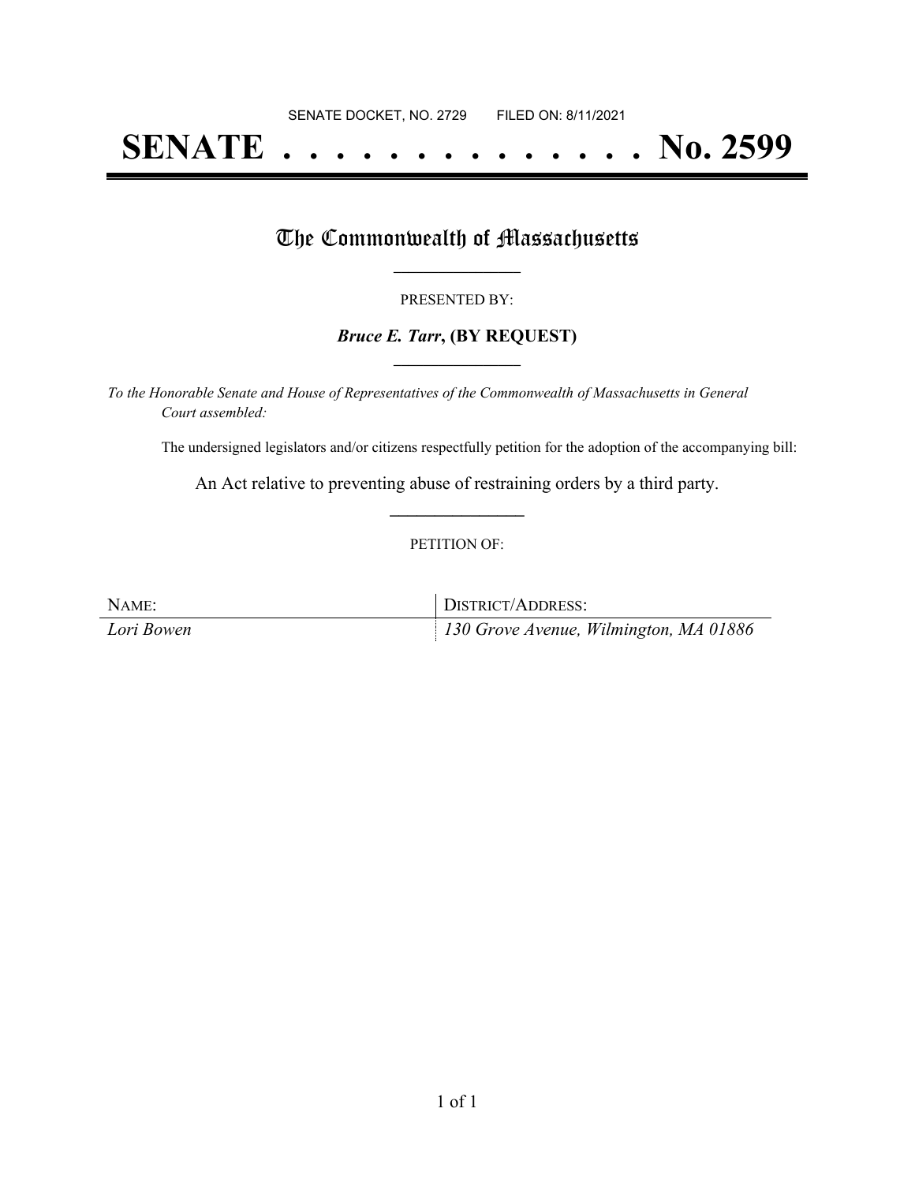SENATE DOCKET, NO. 2729 FILED ON: 8/11/2021

# SENATE . . . . . . . . . . . . . . . No. 2599

## The Commonwealth of Massachusetts

PRESENTED BY:

***Bruce E. Tarr*, (BY REQUEST)**

*To the Honorable Senate and House of Representatives of the Commonwealth of Massachusetts in General Court assembled:*

The undersigned legislators and/or citizens respectfully petition for the adoption of the accompanying bill:

An Act relative to preventing abuse of restraining orders by a third party.

PETITION OF:

| NAME: | DISTRICT/ADDRESS: |
| --- | --- |
| *Lori Bowen* | *130 Grove Avenue, Wilmington, MA 01886* |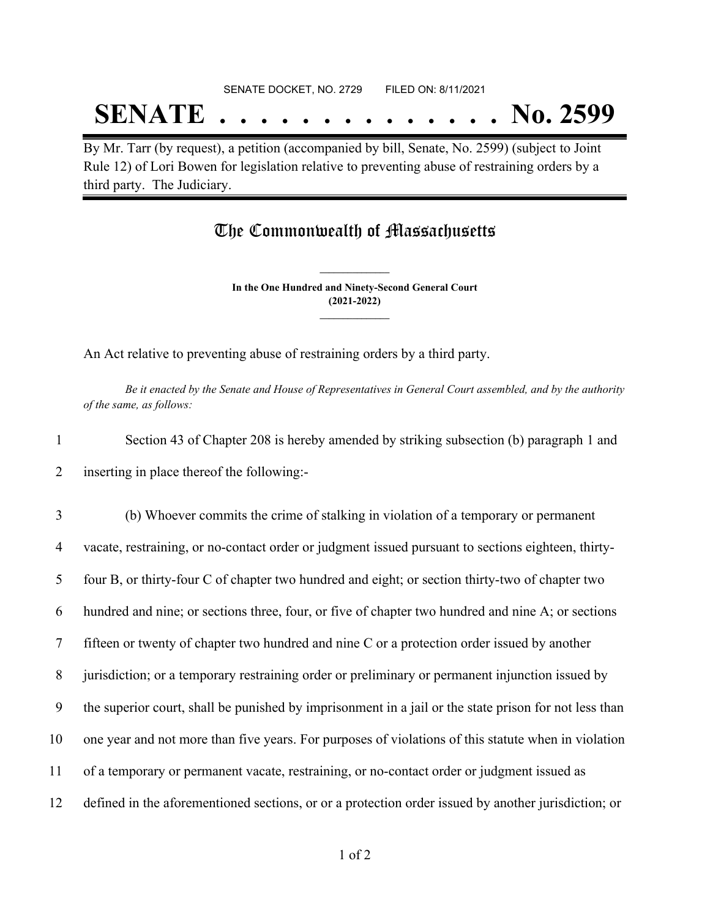SENATE DOCKET, NO. 2729 FILED ON: 8/11/2021

# SENATE . . . . . . . . . . . . . . No. 2599

By Mr. Tarr (by request), a petition (accompanied by bill, Senate, No. 2599) (subject to Joint Rule 12) of Lori Bowen for legislation relative to preventing abuse of restraining orders by a third party. The Judiciary.

## The Commonwealth of Massachusetts

**In the One Hundred and Ninety-Second General Court**
**(2021-2022)**

An Act relative to preventing abuse of restraining orders by a third party.

*Be it enacted by the Senate and House of Representatives in General Court assembled, and by the authority of the same, as follows:*

1 Section 43 of Chapter 208 is hereby amended by striking subsection (b) paragraph 1 and
2 inserting in place thereof the following:-

3 (b) Whoever commits the crime of stalking in violation of a temporary or permanent
4 vacate, restraining, or no-contact order or judgment issued pursuant to sections eighteen, thirty-
5 four B, or thirty-four C of chapter two hundred and eight; or section thirty-two of chapter two
6 hundred and nine; or sections three, four, or five of chapter two hundred and nine A; or sections
7 fifteen or twenty of chapter two hundred and nine C or a protection order issued by another
8 jurisdiction; or a temporary restraining order or preliminary or permanent injunction issued by
9 the superior court, shall be punished by imprisonment in a jail or the state prison for not less than
10 one year and not more than five years. For purposes of violations of this statute when in violation
11 of a temporary or permanent vacate, restraining, or no-contact order or judgment issued as
12 defined in the aforementioned sections, or or a protection order issued by another jurisdiction; or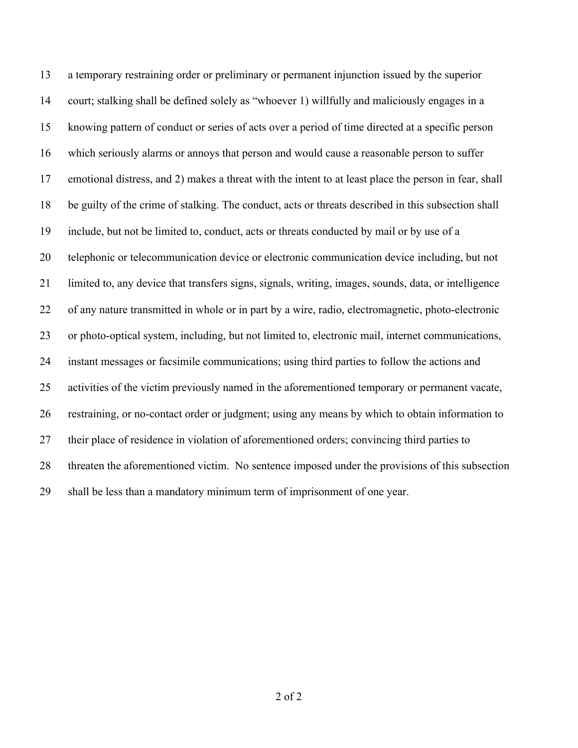a temporary restraining order or preliminary or permanent injunction issued by the superior court; stalking shall be defined solely as "whoever 1) willfully and maliciously engages in a knowing pattern of conduct or series of acts over a period of time directed at a specific person which seriously alarms or annoys that person and would cause a reasonable person to suffer emotional distress, and 2) makes a threat with the intent to at least place the person in fear, shall be guilty of the crime of stalking. The conduct, acts or threats described in this subsection shall include, but not be limited to, conduct, acts or threats conducted by mail or by use of a telephonic or telecommunication device or electronic communication device including, but not limited to, any device that transfers signs, signals, writing, images, sounds, data, or intelligence of any nature transmitted in whole or in part by a wire, radio, electromagnetic, photo-electronic or photo-optical system, including, but not limited to, electronic mail, internet communications, instant messages or facsimile communications; using third parties to follow the actions and activities of the victim previously named in the aforementioned temporary or permanent vacate, restraining, or no-contact order or judgment; using any means by which to obtain information to their place of residence in violation of aforementioned orders; convincing third parties to threaten the aforementioned victim. No sentence imposed under the provisions of this subsection shall be less than a mandatory minimum term of imprisonment of one year.